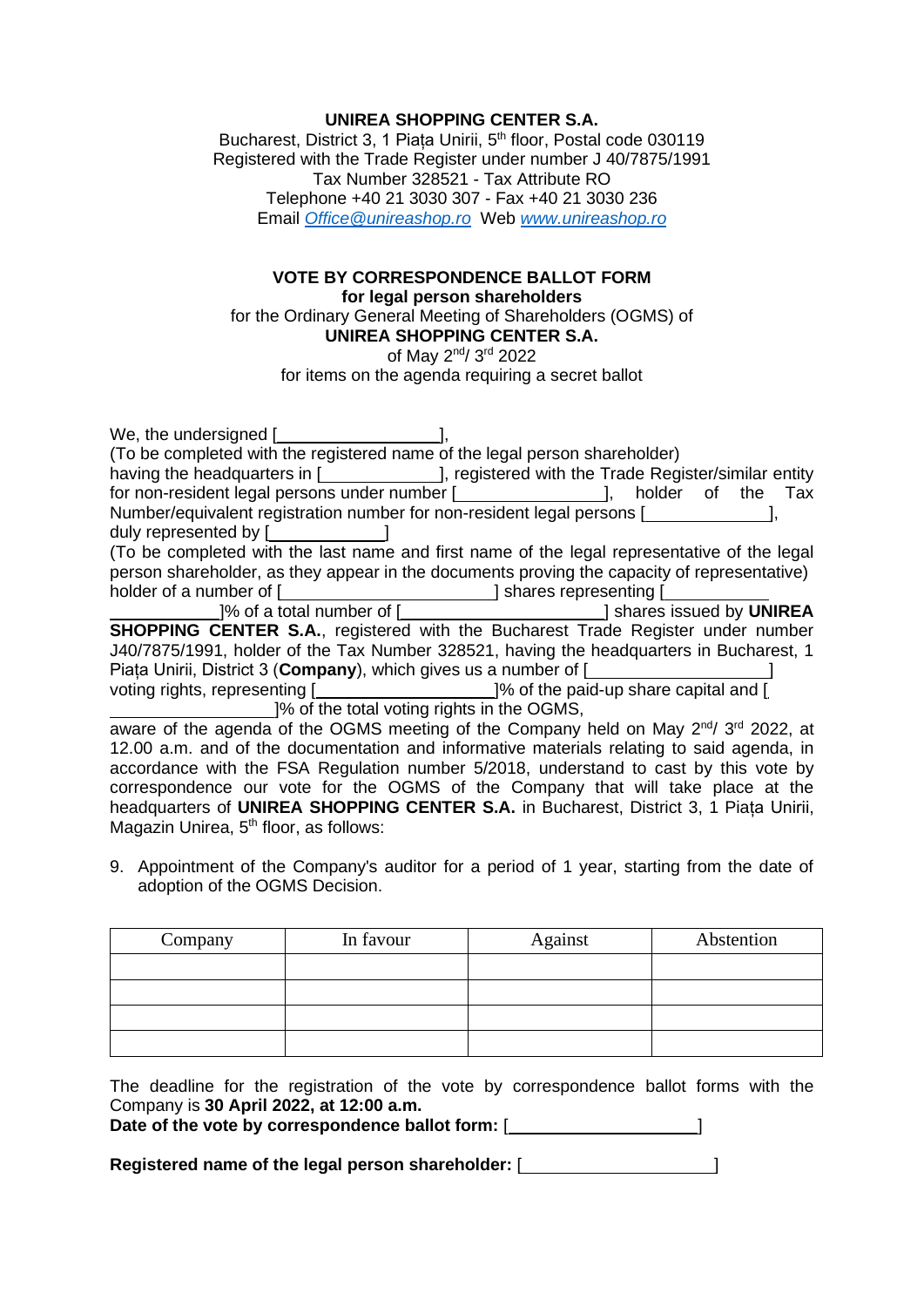**UNIREA SHOPPING CENTER S.A.**
Bucharest, District 3, 1 Piața Unirii, 5th floor, Postal code 030119
Registered with the Trade Register under number J 40/7875/1991
Tax Number 328521 - Tax Attribute RO
Telephone +40 21 3030 307 - Fax +40 21 3030 236
Email *Office@unireashop.ro* Web *www.unireashop.ro*

**VOTE BY CORRESPONDENCE BALLOT FORM**
**for legal person shareholders**
for the Ordinary General Meeting of Shareholders (OGMS) of
**UNIREA SHOPPING CENTER S.A.**
of May 2nd/ 3rd 2022
for items on the agenda requiring a secret ballot

We, the undersigned [\_\_\_\_\_\_\_\_\_\_\_\_\_\_\_\_\_\_],
(To be completed with the registered name of the legal person shareholder)
having the headquarters in [\_\_\_\_\_\_\_\_\_\_\_\_\_], registered with the Trade Register/similar entity for non-resident legal persons under number [\_\_\_\_\_\_\_\_\_\_\_\_\_\_\_\_], holder of the Tax Number/equivalent registration number for non-resident legal persons [\_\_\_\_\_\_\_\_\_\_\_\_\_\_],
duly represented by [\_\_\_\_\_\_\_\_\_\_\_\_\_]
(To be completed with the last name and first name of the legal representative of the legal person shareholder, as they appear in the documents proving the capacity of representative)
holder of a number of [\_\_\_\_\_\_\_\_\_\_\_\_\_\_\_\_\_\_\_\_\_\_\_\_] shares representing [\_\_\_\_\_\_\_\_\_\_\_\_\_\_\_\_\_\_\_\_\_\_\_\_]% of a total number of [\_\_\_\_\_\_\_\_\_\_\_\_\_\_\_\_\_\_\_\_\_\_\_\_] shares issued by **UNIREA SHOPPING CENTER S.A.**, registered with the Bucharest Trade Register under number J40/7875/1991, holder of the Tax Number 328521, having the headquarters in Bucharest, 1 Piața Unirii, District 3 (**Company**), which gives us a number of [\_\_\_\_\_\_\_\_\_\_\_\_\_\_\_\_\_\_\_\_\_] voting rights, representing [\_\_\_\_\_\_\_\_\_\_\_\_\_\_\_\_\_\_\_\_\_]% of the paid-up share capital and [\_\_\_\_\_\_\_\_\_\_\_\_\_\_\_\_\_\_\_\_\_]% of the total voting rights in the OGMS,
aware of the agenda of the OGMS meeting of the Company held on May 2nd/ 3rd 2022, at 12.00 a.m. and of the documentation and informative materials relating to said agenda, in accordance with the FSA Regulation number 5/2018, understand to cast by this vote by correspondence our vote for the OGMS of the Company that will take place at the headquarters of **UNIREA SHOPPING CENTER S.A.** in Bucharest, District 3, 1 Piața Unirii, Magazin Unirea, 5th floor, as follows:

9. Appointment of the Company's auditor for a period of 1 year, starting from the date of adoption of the OGMS Decision.

| Company | In favour | Against | Abstention |
| --- | --- | --- | --- |
| | | | |
| | | | |
| | | | |
| | | | |

The deadline for the registration of the vote by correspondence ballot forms with the Company is **30 April 2022, at 12:00 a.m.**
**Date of the vote by correspondence ballot form:** [\_\_\_\_\_\_\_\_\_\_\_\_\_\_\_\_\_\_\_\_\_\_]

**Registered name of the legal person shareholder:** [\_\_\_\_\_\_\_\_\_\_\_\_\_\_\_\_\_\_\_\_\_\_]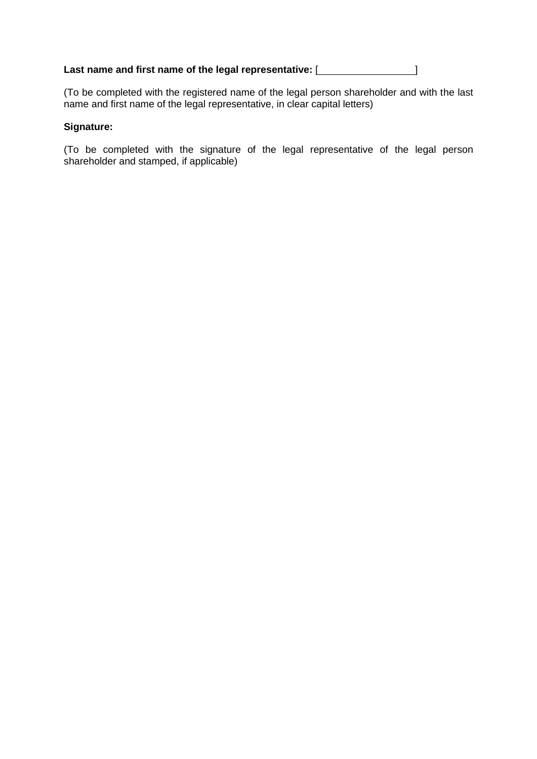**Last name and first name of the legal representative:** [ ]

(To be completed with the registered name of the legal person shareholder and with the last name and first name of the legal representative, in clear capital letters)

**Signature:**

(To be completed with the signature of the legal representative of the legal person shareholder and stamped, if applicable)